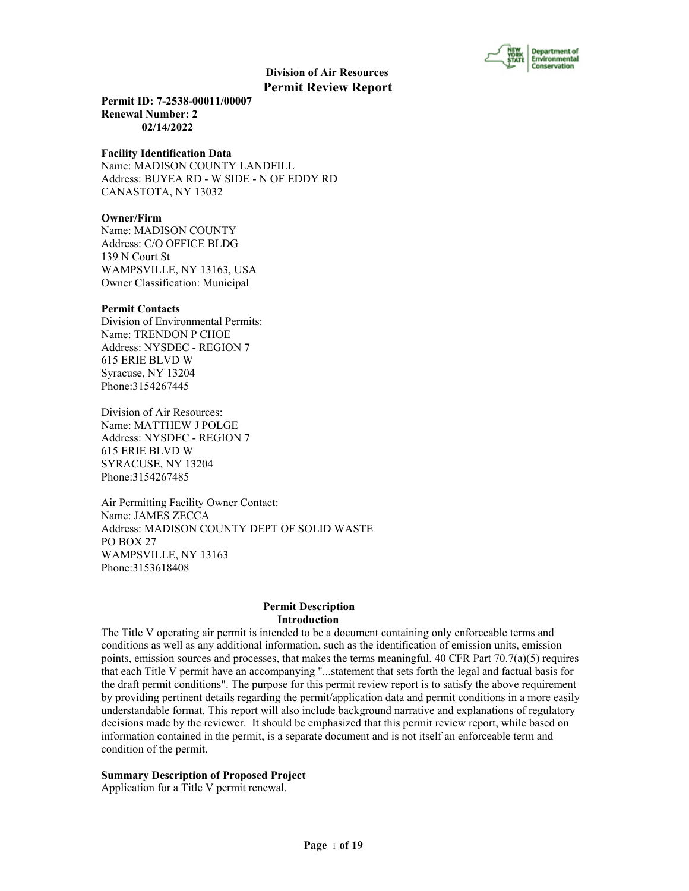**Division of Air Resources**

# Permit Review Report

**Permit ID: 7-2538-00011/00007**
**Renewal Number: 2**
**02/14/2022**

**Facility Identification Data**
Name: MADISON COUNTY LANDFILL
Address: BUYEA RD - W SIDE - N OF EDDY RD
CANASTOTA, NY 13032

**Owner/Firm**
Name: MADISON COUNTY
Address: C/O OFFICE BLDG
139 N Court St
WAMPSVILLE, NY 13163, USA
Owner Classification: Municipal

**Permit Contacts**
Division of Environmental Permits:
Name: TRENDON P CHOE
Address: NYSDEC - REGION 7
615 ERIE BLVD W
Syracuse, NY 13204
Phone:3154267445

Division of Air Resources:
Name: MATTHEW J POLGE
Address: NYSDEC - REGION 7
615 ERIE BLVD W
SYRACUSE, NY 13204
Phone:3154267485

Air Permitting Facility Owner Contact:
Name: JAMES ZECCA
Address: MADISON COUNTY DEPT OF SOLID WASTE
PO BOX 27
WAMPSVILLE, NY 13163
Phone:3153618408

## Permit Description

### Introduction

The Title V operating air permit is intended to be a document containing only enforceable terms and conditions as well as any additional information, such as the identification of emission units, emission points, emission sources and processes, that makes the terms meaningful. 40 CFR Part 70.7(a)(5) requires that each Title V permit have an accompanying "...statement that sets forth the legal and factual basis for the draft permit conditions". The purpose for this permit review report is to satisfy the above requirement by providing pertinent details regarding the permit/application data and permit conditions in a more easily understandable format. This report will also include background narrative and explanations of regulatory decisions made by the reviewer. It should be emphasized that this permit review report, while based on information contained in the permit, is a separate document and is not itself an enforceable term and condition of the permit.

**Summary Description of Proposed Project**
Application for a Title V permit renewal.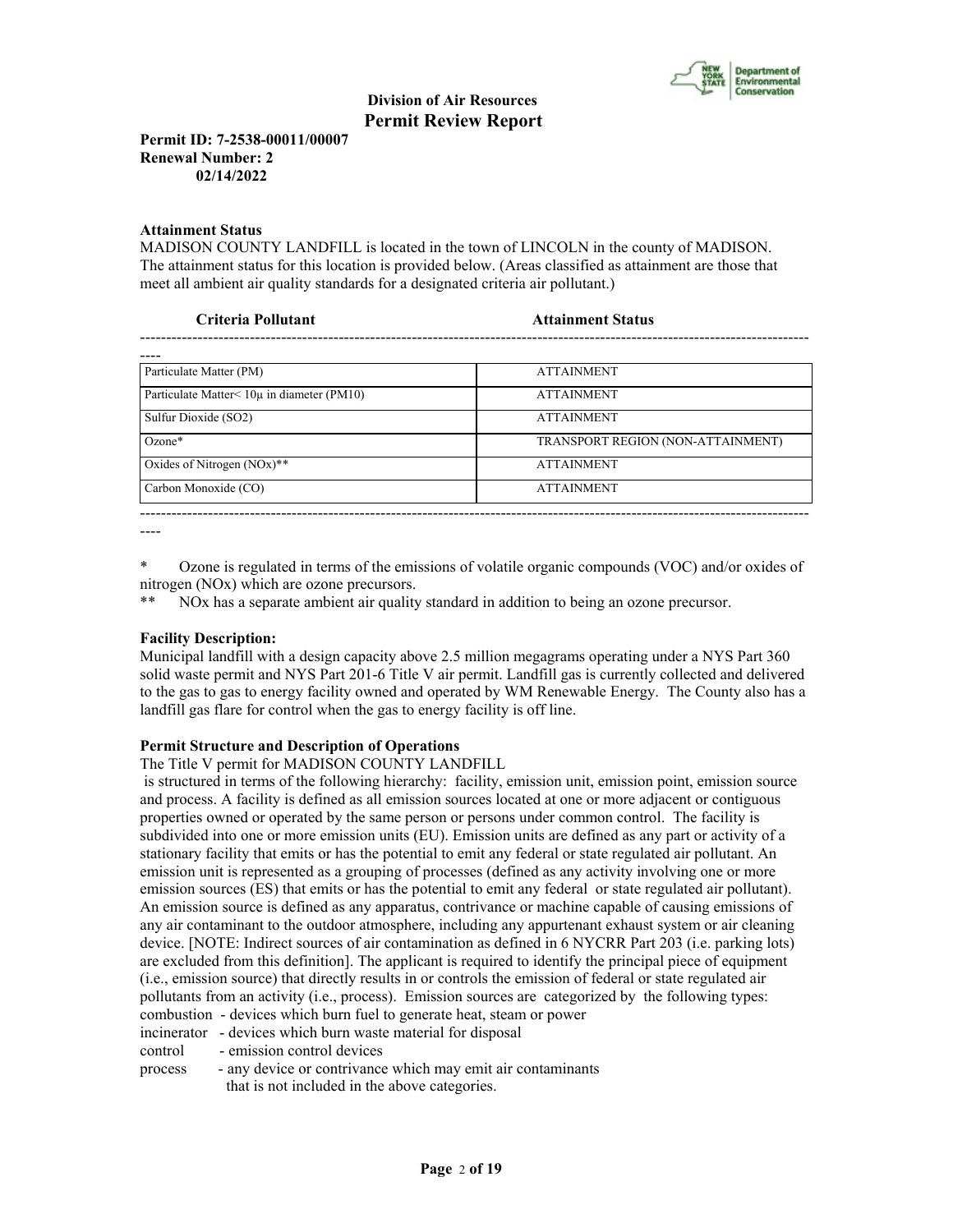**Division of Air Resources**
**Permit Review Report**

**Permit ID: 7-2538-00011/00007**
**Renewal Number: 2**
**02/14/2022**

**Attainment Status**

MADISON COUNTY LANDFILL is located in the town of LINCOLN in the county of MADISON. The attainment status for this location is provided below. (Areas classified as attainment are those that meet all ambient air quality standards for a designated criteria air pollutant.)

| Criteria Pollutant | Attainment Status |
|---|---|
| Particulate Matter (PM) | ATTAINMENT |
| Particulate Matter< 10μ in diameter (PM10) | ATTAINMENT |
| Sulfur Dioxide (SO2) | ATTAINMENT |
| Ozone* | TRANSPORT REGION (NON-ATTAINMENT) |
| Oxides of Nitrogen (NOx)** | ATTAINMENT |
| Carbon Monoxide (CO) | ATTAINMENT |

\* Ozone is regulated in terms of the emissions of volatile organic compounds (VOC) and/or oxides of nitrogen (NOx) which are ozone precursors.

\*\* NOx has a separate ambient air quality standard in addition to being an ozone precursor.

**Facility Description:**

Municipal landfill with a design capacity above 2.5 million megagrams operating under a NYS Part 360 solid waste permit and NYS Part 201-6 Title V air permit. Landfill gas is currently collected and delivered to the gas to gas to energy facility owned and operated by WM Renewable Energy. The County also has a landfill gas flare for control when the gas to energy facility is off line.

**Permit Structure and Description of Operations**

The Title V permit for MADISON COUNTY LANDFILL is structured in terms of the following hierarchy: facility, emission unit, emission point, emission source and process. A facility is defined as all emission sources located at one or more adjacent or contiguous properties owned or operated by the same person or persons under common control. The facility is subdivided into one or more emission units (EU). Emission units are defined as any part or activity of a stationary facility that emits or has the potential to emit any federal or state regulated air pollutant. An emission unit is represented as a grouping of processes (defined as any activity involving one or more emission sources (ES) that emits or has the potential to emit any federal or state regulated air pollutant). An emission source is defined as any apparatus, contrivance or machine capable of causing emissions of any air contaminant to the outdoor atmosphere, including any appurtenant exhaust system or air cleaning device. [NOTE: Indirect sources of air contamination as defined in 6 NYCRR Part 203 (i.e. parking lots) are excluded from this definition]. The applicant is required to identify the principal piece of equipment (i.e., emission source) that directly results in or controls the emission of federal or state regulated air pollutants from an activity (i.e., process). Emission sources are categorized by the following types:

combustion - devices which burn fuel to generate heat, steam or power
incinerator - devices which burn waste material for disposal
control - emission control devices
process - any device or contrivance which may emit air contaminants that is not included in the above categories.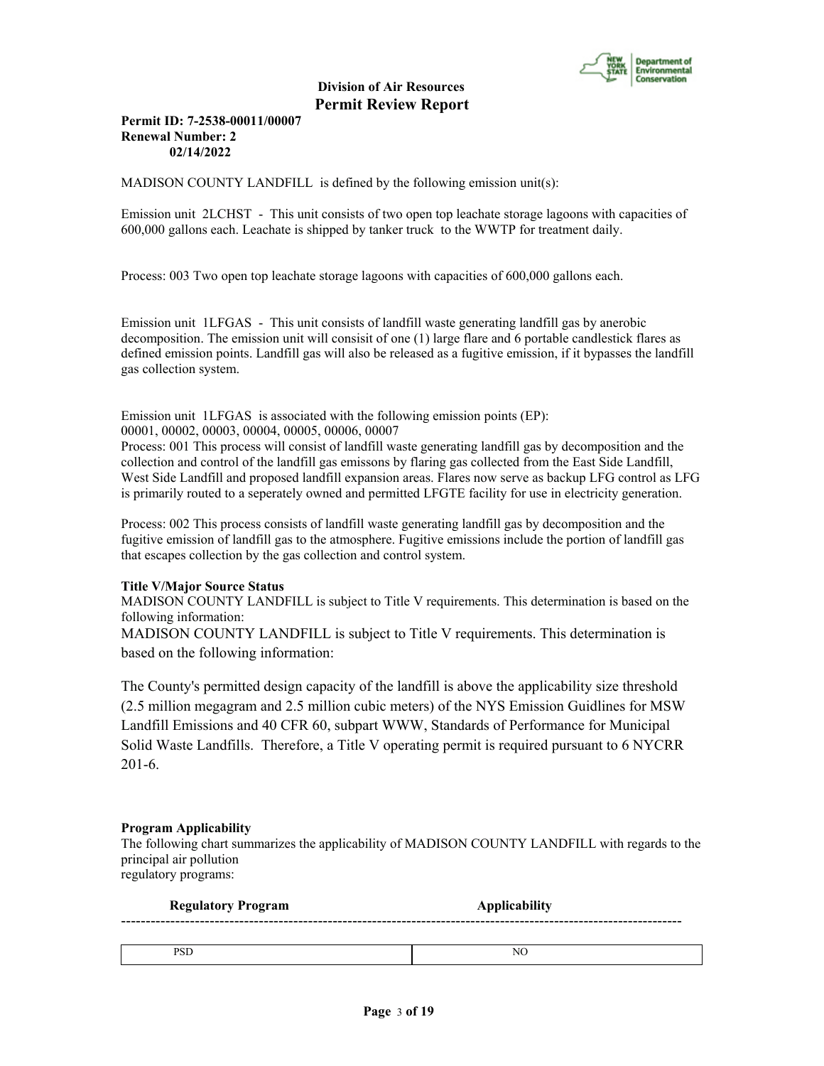**Division of Air Resources**
**Permit Review Report**

**Permit ID: 7-2538-00011/00007**
**Renewal Number: 2**
**02/14/2022**

MADISON COUNTY LANDFILL is defined by the following emission unit(s):

Emission unit 2LCHST - This unit consists of two open top leachate storage lagoons with capacities of 600,000 gallons each. Leachate is shipped by tanker truck to the WWTP for treatment daily.

Process: 003 Two open top leachate storage lagoons with capacities of 600,000 gallons each.

Emission unit 1LFGAS - This unit consists of landfill waste generating landfill gas by anerobic decomposition. The emission unit will consisit of one (1) large flare and 6 portable candlestick flares as defined emission points. Landfill gas will also be released as a fugitive emission, if it bypasses the landfill gas collection system.

Emission unit 1LFGAS is associated with the following emission points (EP):
00001, 00002, 00003, 00004, 00005, 00006, 00007

Process: 001 This process will consist of landfill waste generating landfill gas by decomposition and the collection and control of the landfill gas emissons by flaring gas collected from the East Side Landfill, West Side Landfill and proposed landfill expansion areas. Flares now serve as backup LFG control as LFG is primarily routed to a seperately owned and permitted LFGTE facility for use in electricity generation.

Process: 002 This process consists of landfill waste generating landfill gas by decomposition and the fugitive emission of landfill gas to the atmosphere. Fugitive emissions include the portion of landfill gas that escapes collection by the gas collection and control system.

**Title V/Major Source Status**

MADISON COUNTY LANDFILL is subject to Title V requirements. This determination is based on the following information:

MADISON COUNTY LANDFILL is subject to Title V requirements. This determination is based on the following information:

The County's permitted design capacity of the landfill is above the applicability size threshold (2.5 million megagram and 2.5 million cubic meters) of the NYS Emission Guidlines for MSW Landfill Emissions and 40 CFR 60, subpart WWW, Standards of Performance for Municipal Solid Waste Landfills. Therefore, a Title V operating permit is required pursuant to 6 NYCRR 201-6.

**Program Applicability**

The following chart summarizes the applicability of MADISON COUNTY LANDFILL with regards to the principal air pollution regulatory programs:

| Regulatory Program | Applicability |
|---|---|
| PSD | NO |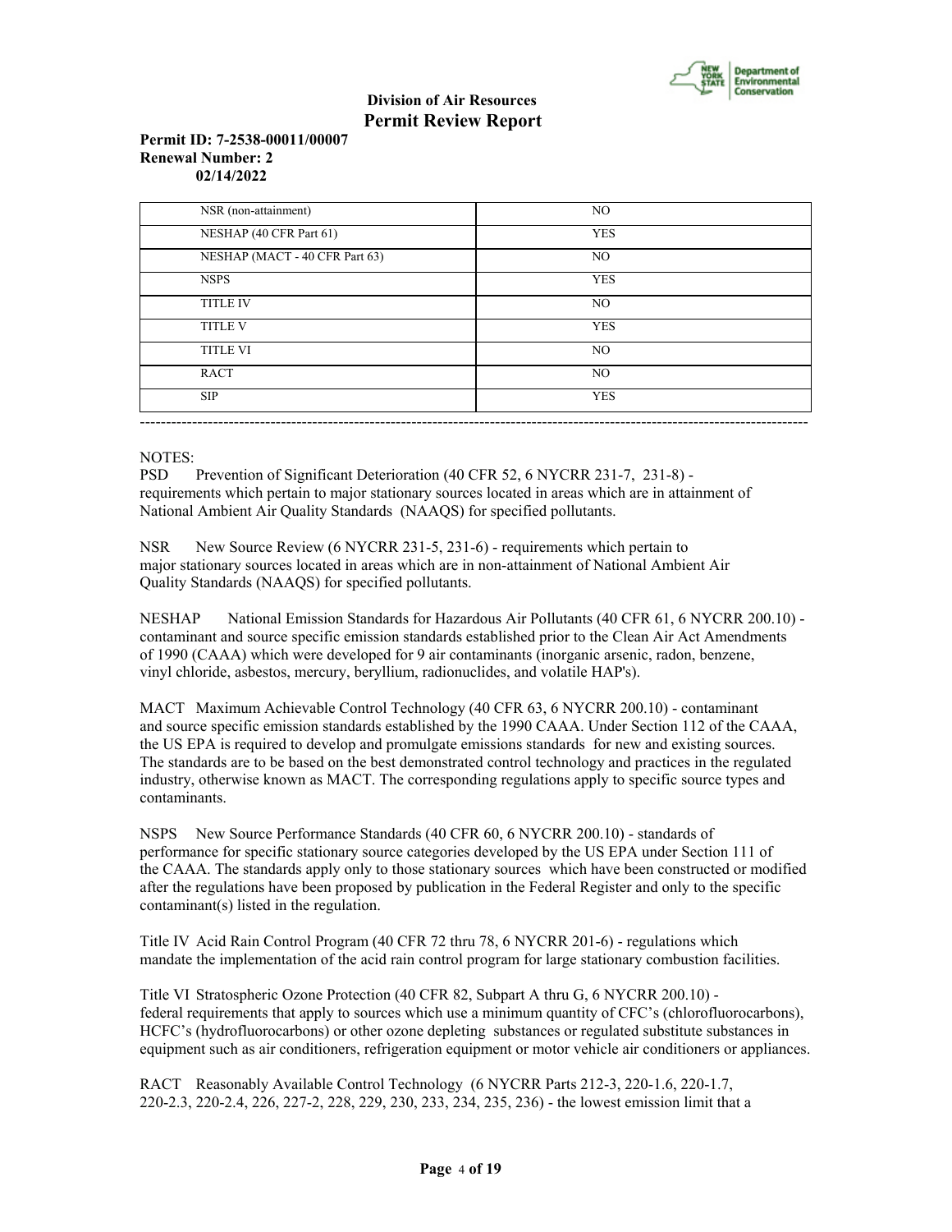| NSR (non-attainment) | NO |
| --- | --- |
| NESHAP (40 CFR Part 61) | YES |
| NESHAP (MACT - 40 CFR Part 63) | NO |
| NSPS | YES |
| TITLE IV | NO |
| TITLE V | YES |
| TITLE VI | NO |
| RACT | NO |
| SIP | YES |

NOTES:

PSD Prevention of Significant Deterioration (40 CFR 52, 6 NYCRR 231-7, 231-8) - requirements which pertain to major stationary sources located in areas which are in attainment of National Ambient Air Quality Standards (NAAQS) for specified pollutants.

NSR New Source Review (6 NYCRR 231-5, 231-6) - requirements which pertain to major stationary sources located in areas which are in non-attainment of National Ambient Air Quality Standards (NAAQS) for specified pollutants.

NESHAP National Emission Standards for Hazardous Air Pollutants (40 CFR 61, 6 NYCRR 200.10) - contaminant and source specific emission standards established prior to the Clean Air Act Amendments of 1990 (CAAA) which were developed for 9 air contaminants (inorganic arsenic, radon, benzene, vinyl chloride, asbestos, mercury, beryllium, radionuclides, and volatile HAP's).

MACT Maximum Achievable Control Technology (40 CFR 63, 6 NYCRR 200.10) - contaminant and source specific emission standards established by the 1990 CAAA. Under Section 112 of the CAAA, the US EPA is required to develop and promulgate emissions standards for new and existing sources. The standards are to be based on the best demonstrated control technology and practices in the regulated industry, otherwise known as MACT. The corresponding regulations apply to specific source types and contaminants.

NSPS New Source Performance Standards (40 CFR 60, 6 NYCRR 200.10) - standards of performance for specific stationary source categories developed by the US EPA under Section 111 of the CAAA. The standards apply only to those stationary sources which have been constructed or modified after the regulations have been proposed by publication in the Federal Register and only to the specific contaminant(s) listed in the regulation.

Title IV Acid Rain Control Program (40 CFR 72 thru 78, 6 NYCRR 201-6) - regulations which mandate the implementation of the acid rain control program for large stationary combustion facilities.

Title VI Stratospheric Ozone Protection (40 CFR 82, Subpart A thru G, 6 NYCRR 200.10) - federal requirements that apply to sources which use a minimum quantity of CFC's (chlorofluorocarbons), HCFC's (hydrofluorocarbons) or other ozone depleting substances or regulated substitute substances in equipment such as air conditioners, refrigeration equipment or motor vehicle air conditioners or appliances.

RACT Reasonably Available Control Technology (6 NYCRR Parts 212-3, 220-1.6, 220-1.7, 220-2.3, 220-2.4, 226, 227-2, 228, 229, 230, 233, 234, 235, 236) - the lowest emission limit that a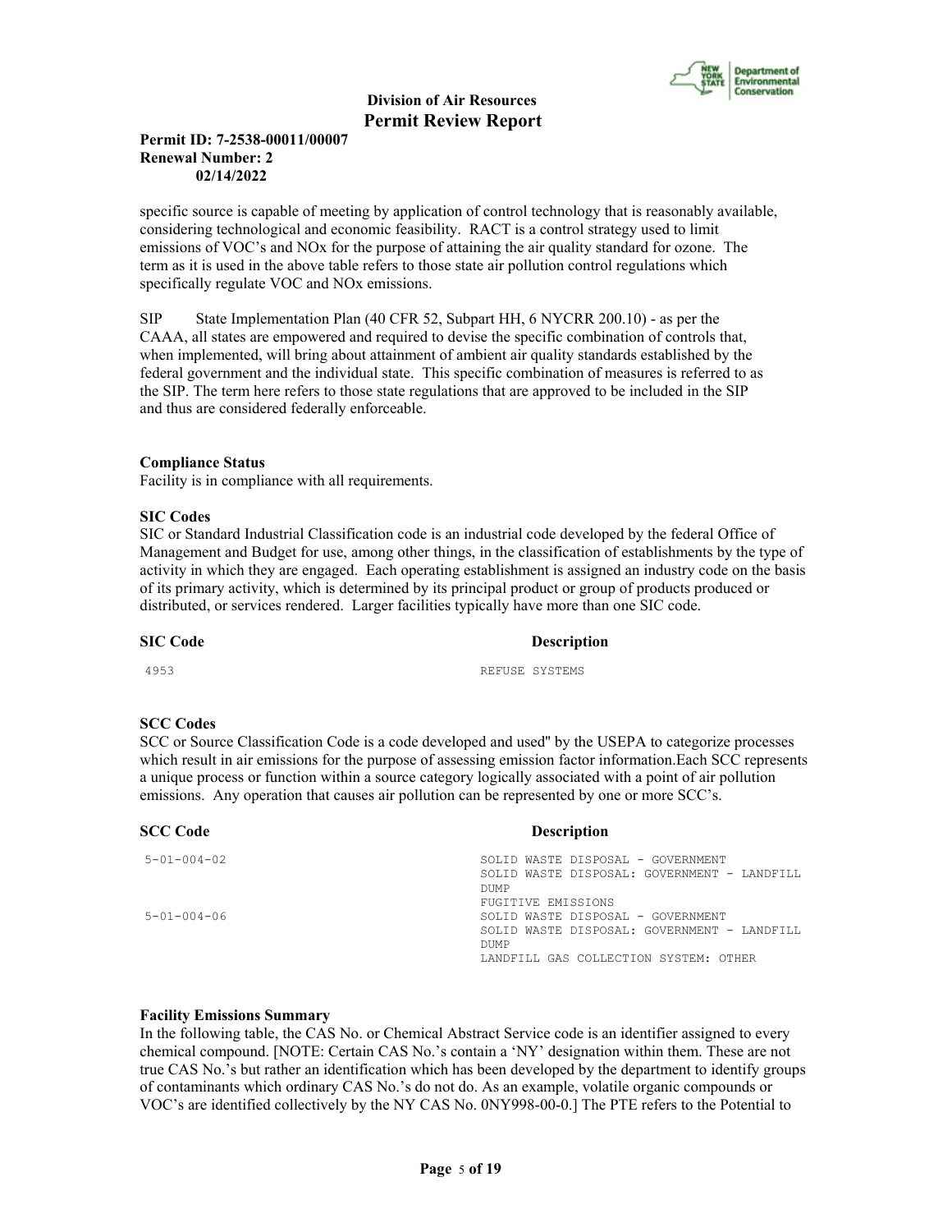specific source is capable of meeting by application of control technology that is reasonably available, considering technological and economic feasibility. RACT is a control strategy used to limit emissions of VOC's and NOx for the purpose of attaining the air quality standard for ozone. The term as it is used in the above table refers to those state air pollution control regulations which specifically regulate VOC and NOx emissions.

SIP State Implementation Plan (40 CFR 52, Subpart HH, 6 NYCRR 200.10) - as per the CAAA, all states are empowered and required to devise the specific combination of controls that, when implemented, will bring about attainment of ambient air quality standards established by the federal government and the individual state. This specific combination of measures is referred to as the SIP. The term here refers to those state regulations that are approved to be included in the SIP and thus are considered federally enforceable.

**Compliance Status**
Facility is in compliance with all requirements.

**SIC Codes**
SIC or Standard Industrial Classification code is an industrial code developed by the federal Office of Management and Budget for use, among other things, in the classification of establishments by the type of activity in which they are engaged. Each operating establishment is assigned an industry code on the basis of its primary activity, which is determined by its principal product or group of products produced or distributed, or services rendered. Larger facilities typically have more than one SIC code.

| SIC Code | Description |
|---|---|
| 4953 | REFUSE SYSTEMS |

**SCC Codes**
SCC or Source Classification Code is a code developed and used'' by the USEPA to categorize processes which result in air emissions for the purpose of assessing emission factor information.Each SCC represents a unique process or function within a source category logically associated with a point of air pollution emissions. Any operation that causes air pollution can be represented by one or more SCC's.

| SCC Code | Description |
|---|---|
| 5-01-004-02 | SOLID WASTE DISPOSAL - GOVERNMENT<br>SOLID WASTE DISPOSAL: GOVERNMENT - LANDFILL DUMP<br>FUGITIVE EMISSIONS |
| 5-01-004-06 | SOLID WASTE DISPOSAL - GOVERNMENT<br>SOLID WASTE DISPOSAL: GOVERNMENT - LANDFILL DUMP<br>LANDFILL GAS COLLECTION SYSTEM: OTHER |

**Facility Emissions Summary**
In the following table, the CAS No. or Chemical Abstract Service code is an identifier assigned to every chemical compound. [NOTE: Certain CAS No.'s contain a 'NY' designation within them. These are not true CAS No.'s but rather an identification which has been developed by the department to identify groups of contaminants which ordinary CAS No.'s do not do. As an example, volatile organic compounds or VOC's are identified collectively by the NY CAS No. 0NY998-00-0.] The PTE refers to the Potential to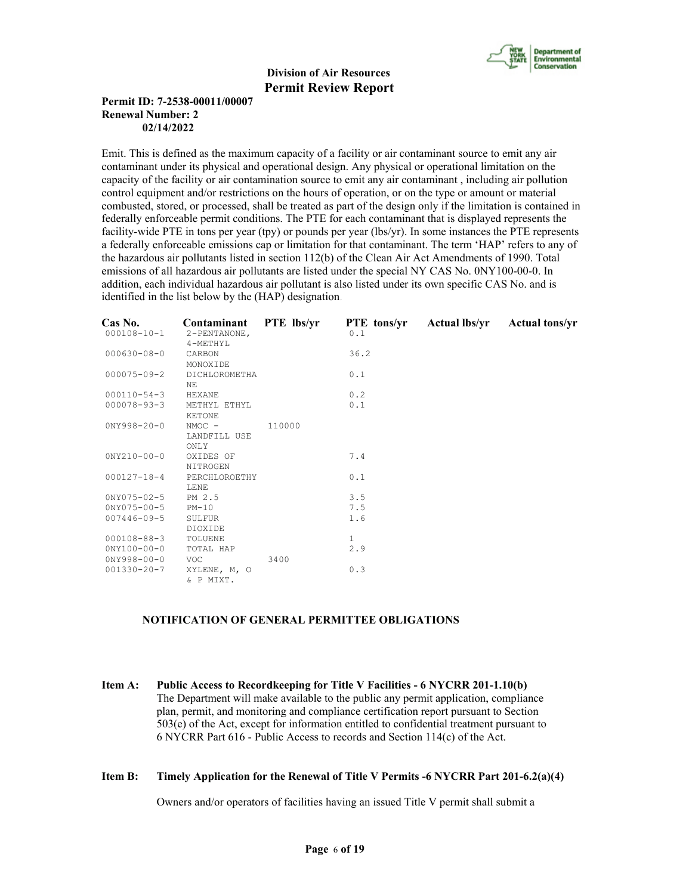Emit. This is defined as the maximum capacity of a facility or air contaminant source to emit any air contaminant under its physical and operational design. Any physical or operational limitation on the capacity of the facility or air contamination source to emit any air contaminant , including air pollution control equipment and/or restrictions on the hours of operation, or on the type or amount or material combusted, stored, or processed, shall be treated as part of the design only if the limitation is contained in federally enforceable permit conditions. The PTE for each contaminant that is displayed represents the facility-wide PTE in tons per year (tpy) or pounds per year (lbs/yr). In some instances the PTE represents a federally enforceable emissions cap or limitation for that contaminant. The term 'HAP' refers to any of the hazardous air pollutants listed in section 112(b) of the Clean Air Act Amendments of 1990. Total emissions of all hazardous air pollutants are listed under the special NY CAS No. 0NY100-00-0. In addition, each individual hazardous air pollutant is also listed under its own specific CAS No. and is identified in the list below by the (HAP) designation.

| Cas No. | Contaminant | PTE lbs/yr | PTE tons/yr | Actual lbs/yr | Actual tons/yr |
|---|---|---|---|---|---|
| 000108-10-1 | 2-PENTANONE, 4-METHYL | | 0.1 | | |
| 000630-08-0 | CARBON MONOXIDE | | 36.2 | | |
| 000075-09-2 | DICHLOROMETHANE | | 0.1 | | |
| 000110-54-3 | HEXANE | | 0.2 | | |
| 000078-93-3 | METHYL ETHYL KETONE | | 0.1 | | |
| 0NY998-20-0 | NMOC - LANDFILL USE ONLY | 110000 | | | |
| 0NY210-00-0 | OXIDES OF NITROGEN | | 7.4 | | |
| 000127-18-4 | PERCHLOROETHYLENE | | 0.1 | | |
| 0NY075-02-5 | PM 2.5 | | 3.5 | | |
| 0NY075-00-5 | PM-10 | | 7.5 | | |
| 007446-09-5 | SULFUR DIOXIDE | | 1.6 | | |
| 000108-88-3 | TOLUENE | | 1 | | |
| 0NY100-00-0 | TOTAL HAP | | 2.9 | | |
| 0NY998-00-0 | VOC | 3400 | | | |
| 001330-20-7 | XYLENE, M, O & P MIXT. | | 0.3 | | |

## NOTIFICATION OF GENERAL PERMITTEE OBLIGATIONS

**Item A: Public Access to Recordkeeping for Title V Facilities - 6 NYCRR 201-1.10(b)**

The Department will make available to the public any permit application, compliance plan, permit, and monitoring and compliance certification report pursuant to Section 503(e) of the Act, except for information entitled to confidential treatment pursuant to 6 NYCRR Part 616 - Public Access to records and Section 114(c) of the Act.

**Item B: Timely Application for the Renewal of Title V Permits -6 NYCRR Part 201-6.2(a)(4)**

Owners and/or operators of facilities having an issued Title V permit shall submit a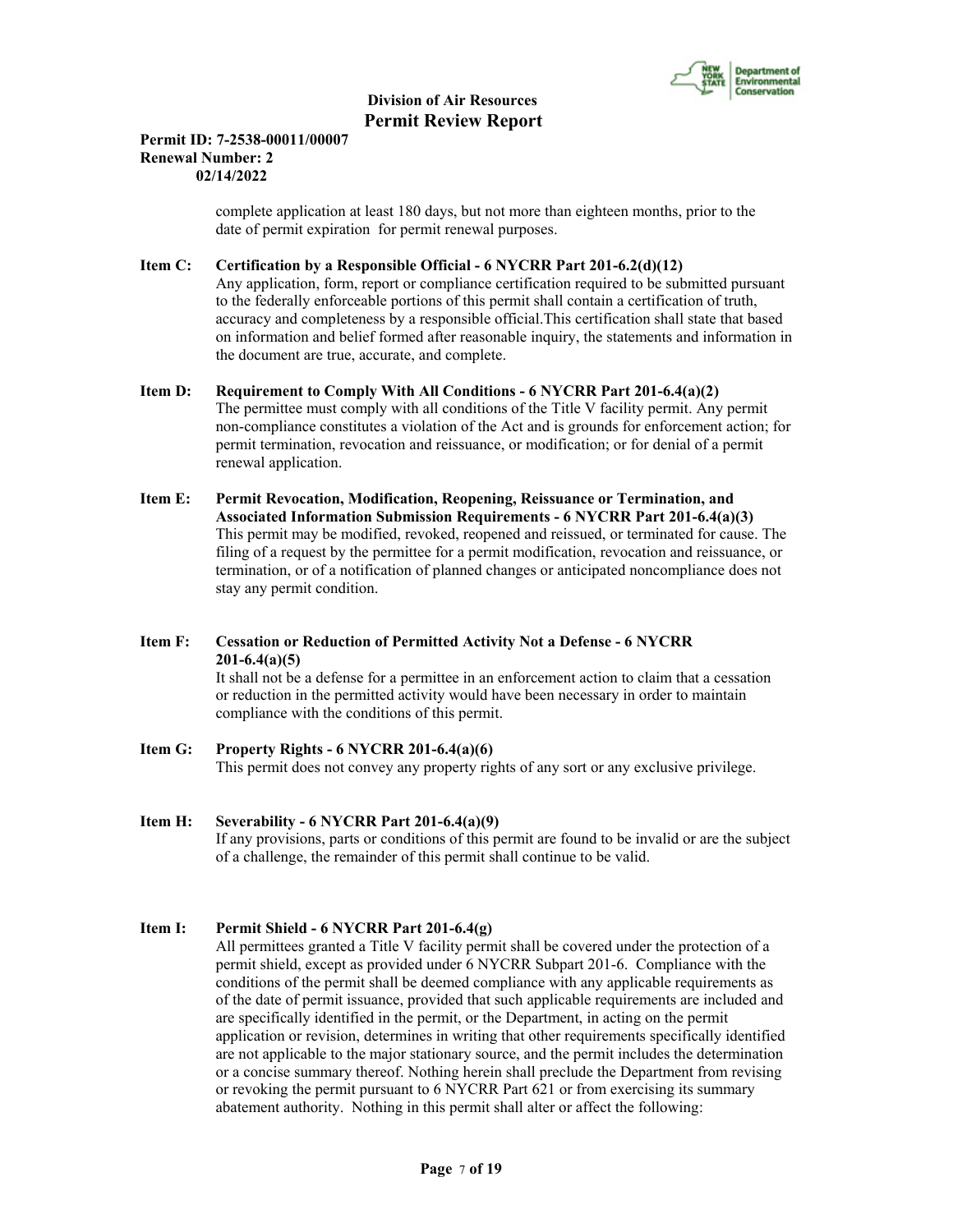complete application at least 180 days, but not more than eighteen months, prior to the date of permit expiration for permit renewal purposes.

**Item C: Certification by a Responsible Official - 6 NYCRR Part 201-6.2(d)(12)**
Any application, form, report or compliance certification required to be submitted pursuant to the federally enforceable portions of this permit shall contain a certification of truth, accuracy and completeness by a responsible official.This certification shall state that based on information and belief formed after reasonable inquiry, the statements and information in the document are true, accurate, and complete.

**Item D: Requirement to Comply With All Conditions - 6 NYCRR Part 201-6.4(a)(2)**
The permittee must comply with all conditions of the Title V facility permit. Any permit non-compliance constitutes a violation of the Act and is grounds for enforcement action; for permit termination, revocation and reissuance, or modification; or for denial of a permit renewal application.

**Item E: Permit Revocation, Modification, Reopening, Reissuance or Termination, and Associated Information Submission Requirements - 6 NYCRR Part 201-6.4(a)(3)**
This permit may be modified, revoked, reopened and reissued, or terminated for cause. The filing of a request by the permittee for a permit modification, revocation and reissuance, or termination, or of a notification of planned changes or anticipated noncompliance does not stay any permit condition.

**Item F: Cessation or Reduction of Permitted Activity Not a Defense - 6 NYCRR 201-6.4(a)(5)**
It shall not be a defense for a permittee in an enforcement action to claim that a cessation or reduction in the permitted activity would have been necessary in order to maintain compliance with the conditions of this permit.

**Item G: Property Rights - 6 NYCRR 201-6.4(a)(6)**
This permit does not convey any property rights of any sort or any exclusive privilege.

**Item H: Severability - 6 NYCRR Part 201-6.4(a)(9)**
If any provisions, parts or conditions of this permit are found to be invalid or are the subject of a challenge, the remainder of this permit shall continue to be valid.

**Item I: Permit Shield - 6 NYCRR Part 201-6.4(g)**
All permittees granted a Title V facility permit shall be covered under the protection of a permit shield, except as provided under 6 NYCRR Subpart 201-6. Compliance with the conditions of the permit shall be deemed compliance with any applicable requirements as of the date of permit issuance, provided that such applicable requirements are included and are specifically identified in the permit, or the Department, in acting on the permit application or revision, determines in writing that other requirements specifically identified are not applicable to the major stationary source, and the permit includes the determination or a concise summary thereof. Nothing herein shall preclude the Department from revising or revoking the permit pursuant to 6 NYCRR Part 621 or from exercising its summary abatement authority. Nothing in this permit shall alter or affect the following: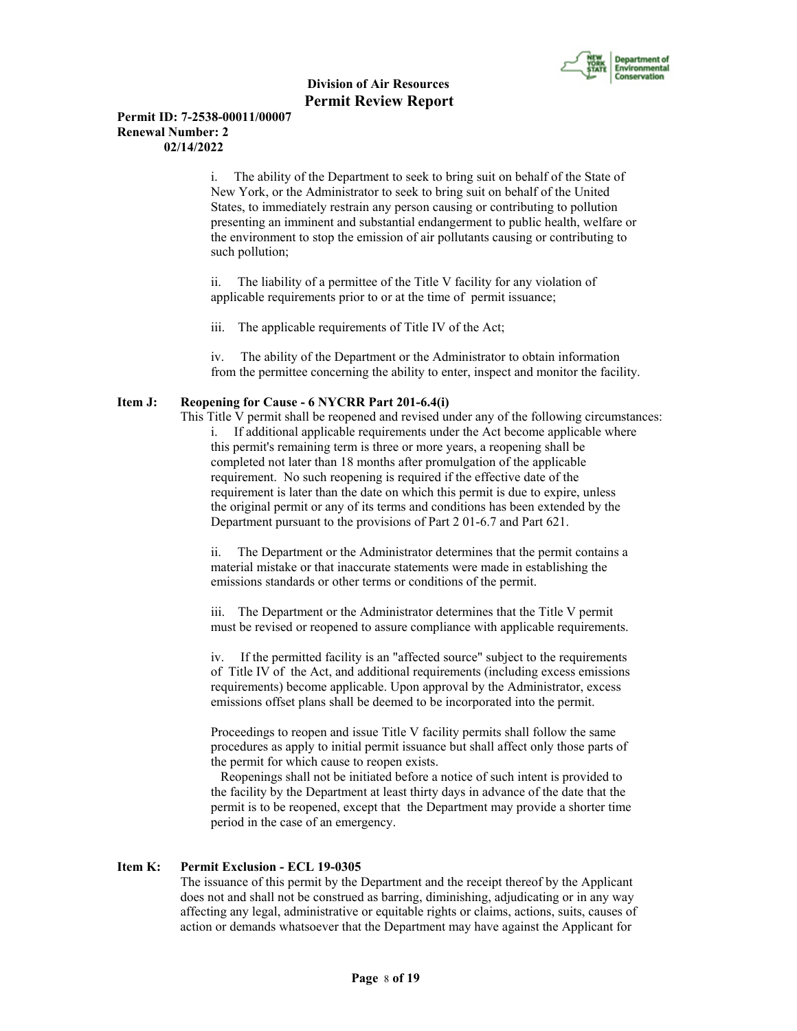i. The ability of the Department to seek to bring suit on behalf of the State of New York, or the Administrator to seek to bring suit on behalf of the United States, to immediately restrain any person causing or contributing to pollution presenting an imminent and substantial endangerment to public health, welfare or the environment to stop the emission of air pollutants causing or contributing to such pollution;

ii. The liability of a permittee of the Title V facility for any violation of applicable requirements prior to or at the time of permit issuance;

iii. The applicable requirements of Title IV of the Act;

iv. The ability of the Department or the Administrator to obtain information from the permittee concerning the ability to enter, inspect and monitor the facility.

**Item J: Reopening for Cause - 6 NYCRR Part 201-6.4(i)**

This Title V permit shall be reopened and revised under any of the following circumstances:

i. If additional applicable requirements under the Act become applicable where this permit's remaining term is three or more years, a reopening shall be completed not later than 18 months after promulgation of the applicable requirement. No such reopening is required if the effective date of the requirement is later than the date on which this permit is due to expire, unless the original permit or any of its terms and conditions has been extended by the Department pursuant to the provisions of Part 2 01-6.7 and Part 621.

ii. The Department or the Administrator determines that the permit contains a material mistake or that inaccurate statements were made in establishing the emissions standards or other terms or conditions of the permit.

iii. The Department or the Administrator determines that the Title V permit must be revised or reopened to assure compliance with applicable requirements.

iv. If the permitted facility is an "affected source" subject to the requirements of Title IV of the Act, and additional requirements (including excess emissions requirements) become applicable. Upon approval by the Administrator, excess emissions offset plans shall be deemed to be incorporated into the permit.

Proceedings to reopen and issue Title V facility permits shall follow the same procedures as apply to initial permit issuance but shall affect only those parts of the permit for which cause to reopen exists.

Reopenings shall not be initiated before a notice of such intent is provided to the facility by the Department at least thirty days in advance of the date that the permit is to be reopened, except that the Department may provide a shorter time period in the case of an emergency.

**Item K: Permit Exclusion - ECL 19-0305**

The issuance of this permit by the Department and the receipt thereof by the Applicant does not and shall not be construed as barring, diminishing, adjudicating or in any way affecting any legal, administrative or equitable rights or claims, actions, suits, causes of action or demands whatsoever that the Department may have against the Applicant for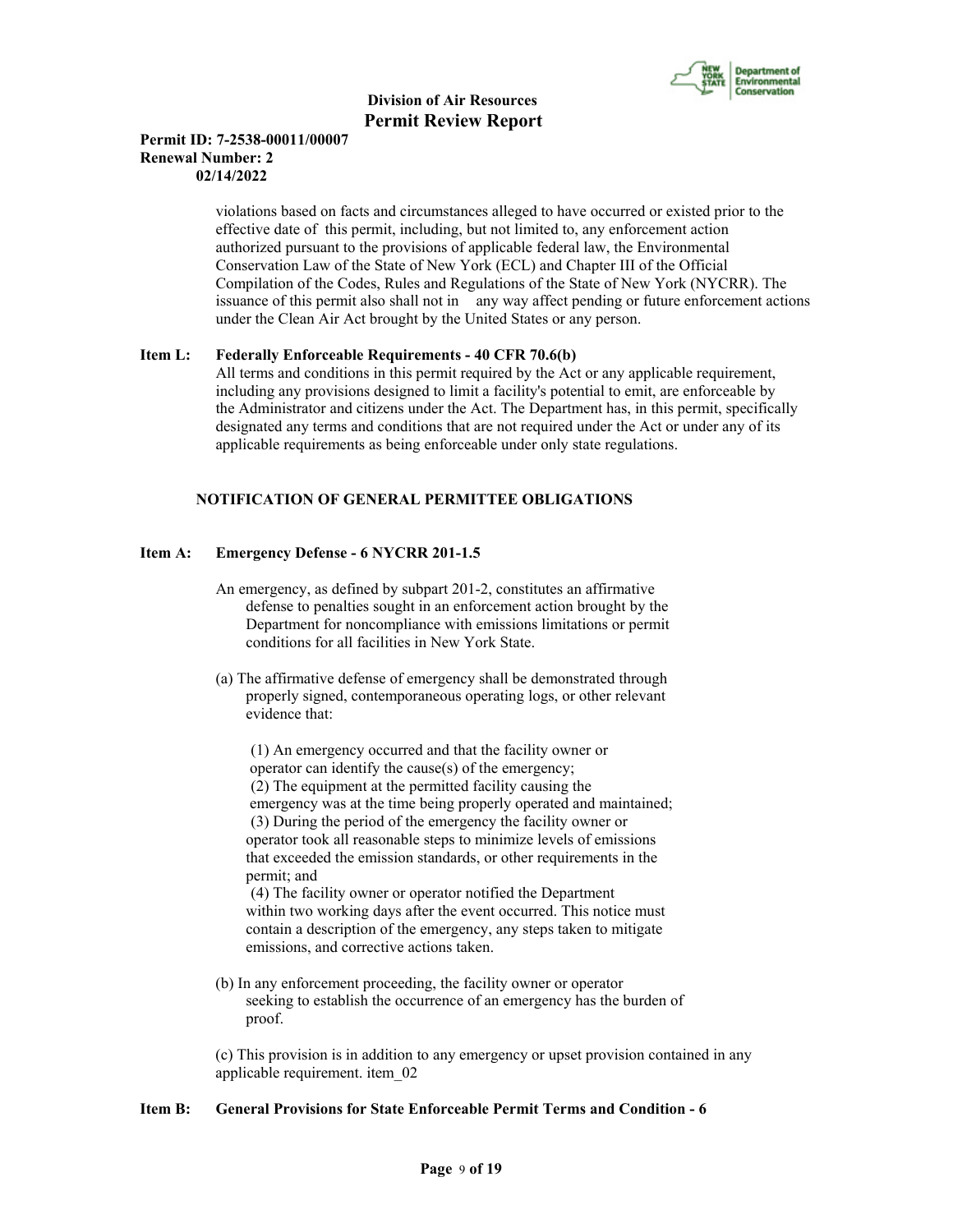violations based on facts and circumstances alleged to have occurred or existed prior to the effective date of this permit, including, but not limited to, any enforcement action authorized pursuant to the provisions of applicable federal law, the Environmental Conservation Law of the State of New York (ECL) and Chapter III of the Official Compilation of the Codes, Rules and Regulations of the State of New York (NYCRR). The issuance of this permit also shall not in any way affect pending or future enforcement actions under the Clean Air Act brought by the United States or any person.

**Item L: Federally Enforceable Requirements - 40 CFR 70.6(b)**

All terms and conditions in this permit required by the Act or any applicable requirement, including any provisions designed to limit a facility's potential to emit, are enforceable by the Administrator and citizens under the Act. The Department has, in this permit, specifically designated any terms and conditions that are not required under the Act or under any of its applicable requirements as being enforceable under only state regulations.

**NOTIFICATION OF GENERAL PERMITTEE OBLIGATIONS**

**Item A: Emergency Defense - 6 NYCRR 201-1.5**

An emergency, as defined by subpart 201-2, constitutes an affirmative defense to penalties sought in an enforcement action brought by the Department for noncompliance with emissions limitations or permit conditions for all facilities in New York State.

(a) The affirmative defense of emergency shall be demonstrated through properly signed, contemporaneous operating logs, or other relevant evidence that:

(1) An emergency occurred and that the facility owner or operator can identify the cause(s) of the emergency;
(2) The equipment at the permitted facility causing the emergency was at the time being properly operated and maintained;
(3) During the period of the emergency the facility owner or operator took all reasonable steps to minimize levels of emissions that exceeded the emission standards, or other requirements in the permit; and
(4) The facility owner or operator notified the Department within two working days after the event occurred. This notice must contain a description of the emergency, any steps taken to mitigate emissions, and corrective actions taken.

(b) In any enforcement proceeding, the facility owner or operator seeking to establish the occurrence of an emergency has the burden of proof.

(c) This provision is in addition to any emergency or upset provision contained in any applicable requirement. item_02

**Item B: General Provisions for State Enforceable Permit Terms and Condition - 6**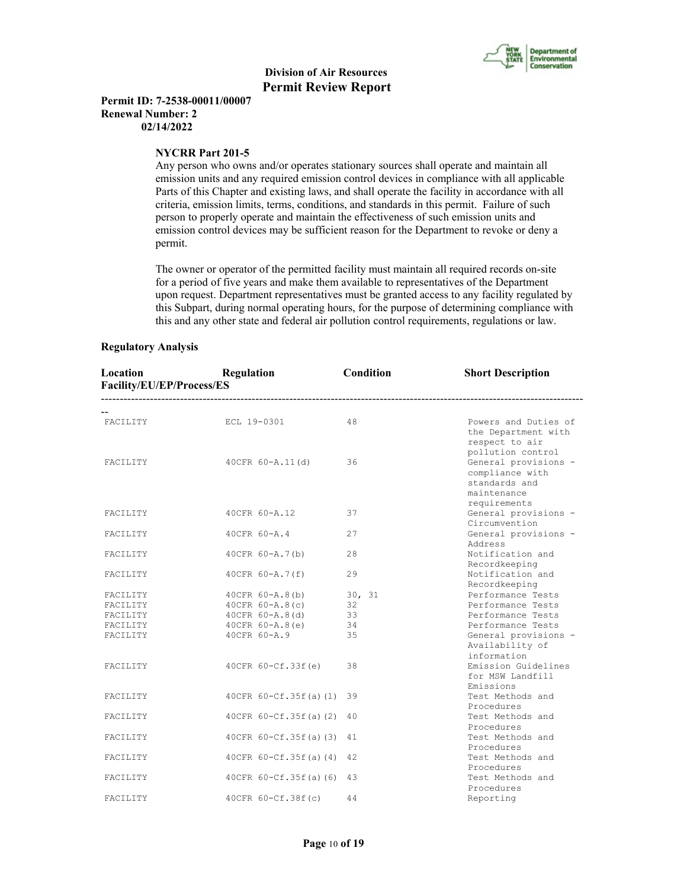**Division of Air Resources**
**Permit Review Report**

**Permit ID: 7-2538-00011/00007**
**Renewal Number: 2**
**02/14/2022**

**NYCRR Part 201-5**

Any person who owns and/or operates stationary sources shall operate and maintain all emission units and any required emission control devices in compliance with all applicable Parts of this Chapter and existing laws, and shall operate the facility in accordance with all criteria, emission limits, terms, conditions, and standards in this permit. Failure of such person to properly operate and maintain the effectiveness of such emission units and emission control devices may be sufficient reason for the Department to revoke or deny a permit.

The owner or operator of the permitted facility must maintain all required records on-site for a period of five years and make them available to representatives of the Department upon request. Department representatives must be granted access to any facility regulated by this Subpart, during normal operating hours, for the purpose of determining compliance with this and any other state and federal air pollution control requirements, regulations or law.

**Regulatory Analysis**

| Location Facility/EU/EP/Process/ES | Regulation | Condition | Short Description |
|---|---|---|---|
| FACILITY | ECL 19-0301 | 48 | Powers and Duties of the Department with respect to air pollution control |
| FACILITY | 40CFR 60-A.11(d) | 36 | General provisions - compliance with standards and maintenance requirements |
| FACILITY | 40CFR 60-A.12 | 37 | General provisions - Circumvention |
| FACILITY | 40CFR 60-A.4 | 27 | General provisions - Address |
| FACILITY | 40CFR 60-A.7(b) | 28 | Notification and Recordkeeping |
| FACILITY | 40CFR 60-A.7(f) | 29 | Notification and Recordkeeping |
| FACILITY | 40CFR 60-A.8(b) | 30, 31 | Performance Tests |
| FACILITY | 40CFR 60-A.8(c) | 32 | Performance Tests |
| FACILITY | 40CFR 60-A.8(d) | 33 | Performance Tests |
| FACILITY | 40CFR 60-A.8(e) | 34 | Performance Tests |
| FACILITY | 40CFR 60-A.9 | 35 | General provisions - Availability of information |
| FACILITY | 40CFR 60-Cf.33f(e) | 38 | Emission Guidelines for MSW Landfill Emissions |
| FACILITY | 40CFR 60-Cf.35f(a)(1) | 39 | Test Methods and Procedures |
| FACILITY | 40CFR 60-Cf.35f(a)(2) | 40 | Test Methods and Procedures |
| FACILITY | 40CFR 60-Cf.35f(a)(3) | 41 | Test Methods and Procedures |
| FACILITY | 40CFR 60-Cf.35f(a)(4) | 42 | Test Methods and Procedures |
| FACILITY | 40CFR 60-Cf.35f(a)(6) | 43 | Test Methods and Procedures |
| FACILITY | 40CFR 60-Cf.38f(c) | 44 | Reporting |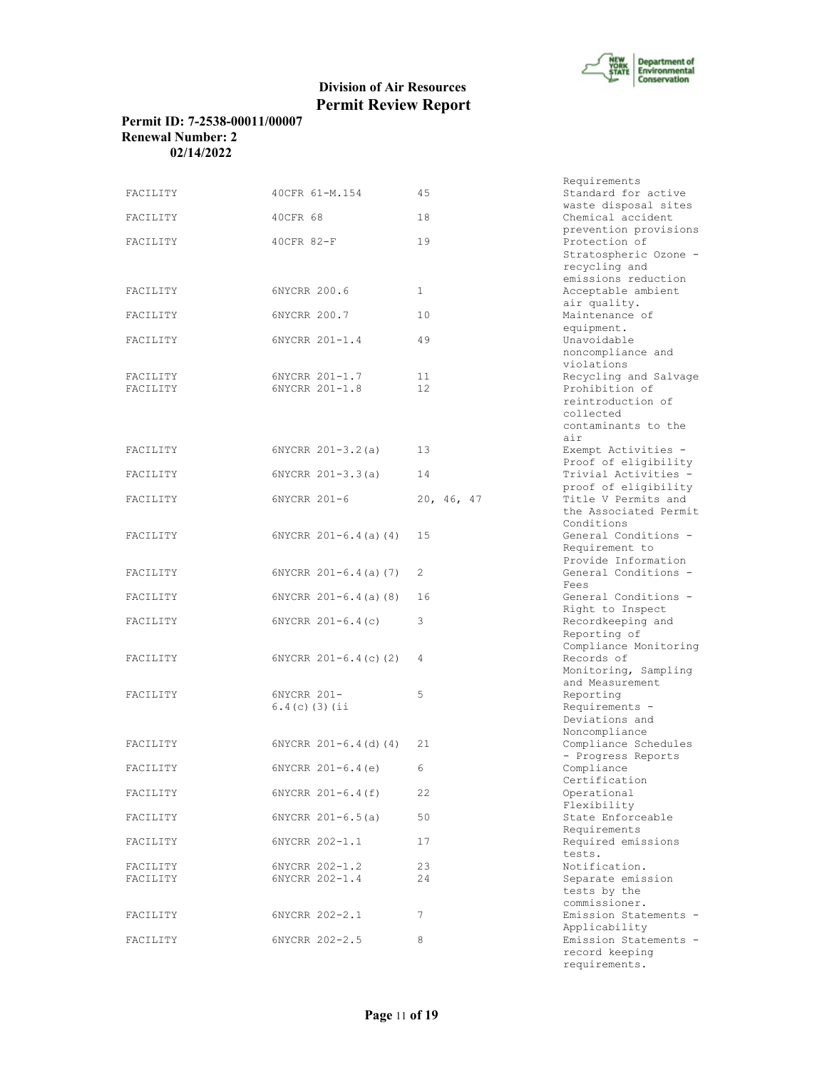**Division of Air Resources**
**Permit Review Report**

**Permit ID: 7-2538-00011/00007**
**Renewal Number: 2**
**02/14/2022**

| | | | |
|---|---|---|---|
| | | | Requirements |
| FACILITY | 40CFR 61-M.154 | 45 | Standard for active waste disposal sites |
| FACILITY | 40CFR 68 | 18 | Chemical accident prevention provisions |
| FACILITY | 40CFR 82-F | 19 | Protection of Stratospheric Ozone - recycling and emissions reduction |
| FACILITY | 6NYCRR 200.6 | 1 | Acceptable ambient air quality. |
| FACILITY | 6NYCRR 200.7 | 10 | Maintenance of equipment. |
| FACILITY | 6NYCRR 201-1.4 | 49 | Unavoidable noncompliance and violations |
| FACILITY | 6NYCRR 201-1.7 | 11 | Recycling and Salvage |
| FACILITY | 6NYCRR 201-1.8 | 12 | Prohibition of reintroduction of collected contaminants to the air |
| FACILITY | 6NYCRR 201-3.2(a) | 13 | Exempt Activities - Proof of eligibility |
| FACILITY | 6NYCRR 201-3.3(a) | 14 | Trivial Activities - proof of eligibility |
| FACILITY | 6NYCRR 201-6 | 20, 46, 47 | Title V Permits and the Associated Permit Conditions |
| FACILITY | 6NYCRR 201-6.4(a)(4) | 15 | General Conditions - Requirement to Provide Information |
| FACILITY | 6NYCRR 201-6.4(a)(7) | 2 | General Conditions - Fees |
| FACILITY | 6NYCRR 201-6.4(a)(8) | 16 | General Conditions - Right to Inspect |
| FACILITY | 6NYCRR 201-6.4(c) | 3 | Recordkeeping and Reporting of Compliance Monitoring |
| FACILITY | 6NYCRR 201-6.4(c)(2) | 4 | Records of Monitoring, Sampling and Measurement |
| FACILITY | 6NYCRR 201-6.4(c)(3)(ii | 5 | Reporting Requirements - Deviations and Noncompliance |
| FACILITY | 6NYCRR 201-6.4(d)(4) | 21 | Compliance Schedules - Progress Reports |
| FACILITY | 6NYCRR 201-6.4(e) | 6 | Compliance Certification |
| FACILITY | 6NYCRR 201-6.4(f) | 22 | Operational Flexibility |
| FACILITY | 6NYCRR 201-6.5(a) | 50 | State Enforceable Requirements |
| FACILITY | 6NYCRR 202-1.1 | 17 | Required emissions tests. |
| FACILITY | 6NYCRR 202-1.2 | 23 | Notification. |
| FACILITY | 6NYCRR 202-1.4 | 24 | Separate emission tests by the commissioner. |
| FACILITY | 6NYCRR 202-2.1 | 7 | Emission Statements - Applicability |
| FACILITY | 6NYCRR 202-2.5 | 8 | Emission Statements - record keeping requirements. |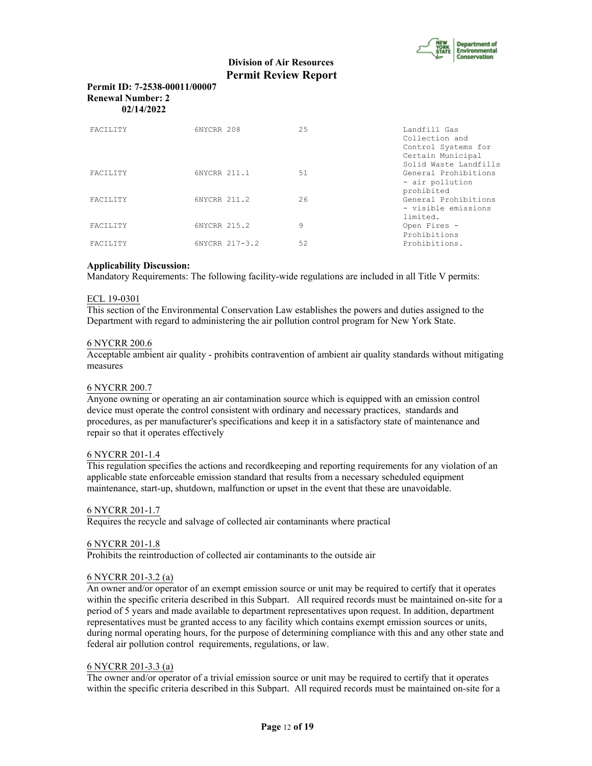| FACILITY | 6NYCRR 208 | 25 | Landfill Gas Collection and Control Systems for Certain Municipal Solid Waste Landfills |
|---|---|---|---|
| FACILITY | 6NYCRR 211.1 | 51 | General Prohibitions - air pollution prohibited |
| FACILITY | 6NYCRR 211.2 | 26 | General Prohibitions - visible emissions limited. |
| FACILITY | 6NYCRR 215.2 | 9 | Open Fires - Prohibitions |
| FACILITY | 6NYCRR 217-3.2 | 52 | Prohibitions. |

**Applicability Discussion:**

Mandatory Requirements: The following facility-wide regulations are included in all Title V permits:

ECL 19-0301

This section of the Environmental Conservation Law establishes the powers and duties assigned to the Department with regard to administering the air pollution control program for New York State.

6 NYCRR 200.6

Acceptable ambient air quality - prohibits contravention of ambient air quality standards without mitigating measures

6 NYCRR 200.7

Anyone owning or operating an air contamination source which is equipped with an emission control device must operate the control consistent with ordinary and necessary practices, standards and procedures, as per manufacturer's specifications and keep it in a satisfactory state of maintenance and repair so that it operates effectively

6 NYCRR 201-1.4

This regulation specifies the actions and recordkeeping and reporting requirements for any violation of an applicable state enforceable emission standard that results from a necessary scheduled equipment maintenance, start-up, shutdown, malfunction or upset in the event that these are unavoidable.

6 NYCRR 201-1.7

Requires the recycle and salvage of collected air contaminants where practical

6 NYCRR 201-1.8

Prohibits the reintroduction of collected air contaminants to the outside air

6 NYCRR 201-3.2 (a)

An owner and/or operator of an exempt emission source or unit may be required to certify that it operates within the specific criteria described in this Subpart. All required records must be maintained on-site for a period of 5 years and made available to department representatives upon request. In addition, department representatives must be granted access to any facility which contains exempt emission sources or units, during normal operating hours, for the purpose of determining compliance with this and any other state and federal air pollution control requirements, regulations, or law.

6 NYCRR 201-3.3 (a)

The owner and/or operator of a trivial emission source or unit may be required to certify that it operates within the specific criteria described in this Subpart. All required records must be maintained on-site for a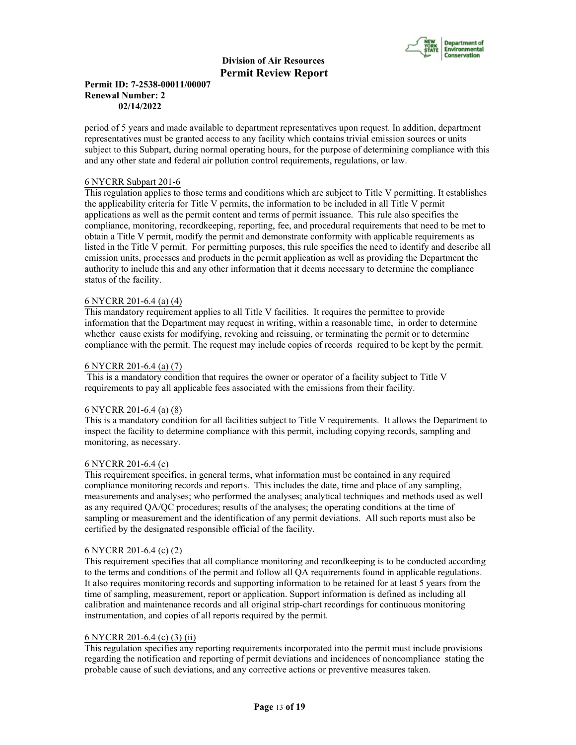period of 5 years and made available to department representatives upon request. In addition, department representatives must be granted access to any facility which contains trivial emission sources or units subject to this Subpart, during normal operating hours, for the purpose of determining compliance with this and any other state and federal air pollution control requirements, regulations, or law.

6 NYCRR Subpart 201-6
This regulation applies to those terms and conditions which are subject to Title V permitting. It establishes the applicability criteria for Title V permits, the information to be included in all Title V permit applications as well as the permit content and terms of permit issuance. This rule also specifies the compliance, monitoring, recordkeeping, reporting, fee, and procedural requirements that need to be met to obtain a Title V permit, modify the permit and demonstrate conformity with applicable requirements as listed in the Title V permit. For permitting purposes, this rule specifies the need to identify and describe all emission units, processes and products in the permit application as well as providing the Department the authority to include this and any other information that it deems necessary to determine the compliance status of the facility.

6 NYCRR 201-6.4 (a) (4)
This mandatory requirement applies to all Title V facilities. It requires the permittee to provide information that the Department may request in writing, within a reasonable time, in order to determine whether cause exists for modifying, revoking and reissuing, or terminating the permit or to determine compliance with the permit. The request may include copies of records required to be kept by the permit.

6 NYCRR 201-6.4 (a) (7)
This is a mandatory condition that requires the owner or operator of a facility subject to Title V requirements to pay all applicable fees associated with the emissions from their facility.

6 NYCRR 201-6.4 (a) (8)
This is a mandatory condition for all facilities subject to Title V requirements. It allows the Department to inspect the facility to determine compliance with this permit, including copying records, sampling and monitoring, as necessary.

6 NYCRR 201-6.4 (c)
This requirement specifies, in general terms, what information must be contained in any required compliance monitoring records and reports. This includes the date, time and place of any sampling, measurements and analyses; who performed the analyses; analytical techniques and methods used as well as any required QA/QC procedures; results of the analyses; the operating conditions at the time of sampling or measurement and the identification of any permit deviations. All such reports must also be certified by the designated responsible official of the facility.

6 NYCRR 201-6.4 (c) (2)
This requirement specifies that all compliance monitoring and recordkeeping is to be conducted according to the terms and conditions of the permit and follow all QA requirements found in applicable regulations. It also requires monitoring records and supporting information to be retained for at least 5 years from the time of sampling, measurement, report or application. Support information is defined as including all calibration and maintenance records and all original strip-chart recordings for continuous monitoring instrumentation, and copies of all reports required by the permit.

6 NYCRR 201-6.4 (c) (3) (ii)
This regulation specifies any reporting requirements incorporated into the permit must include provisions regarding the notification and reporting of permit deviations and incidences of noncompliance stating the probable cause of such deviations, and any corrective actions or preventive measures taken.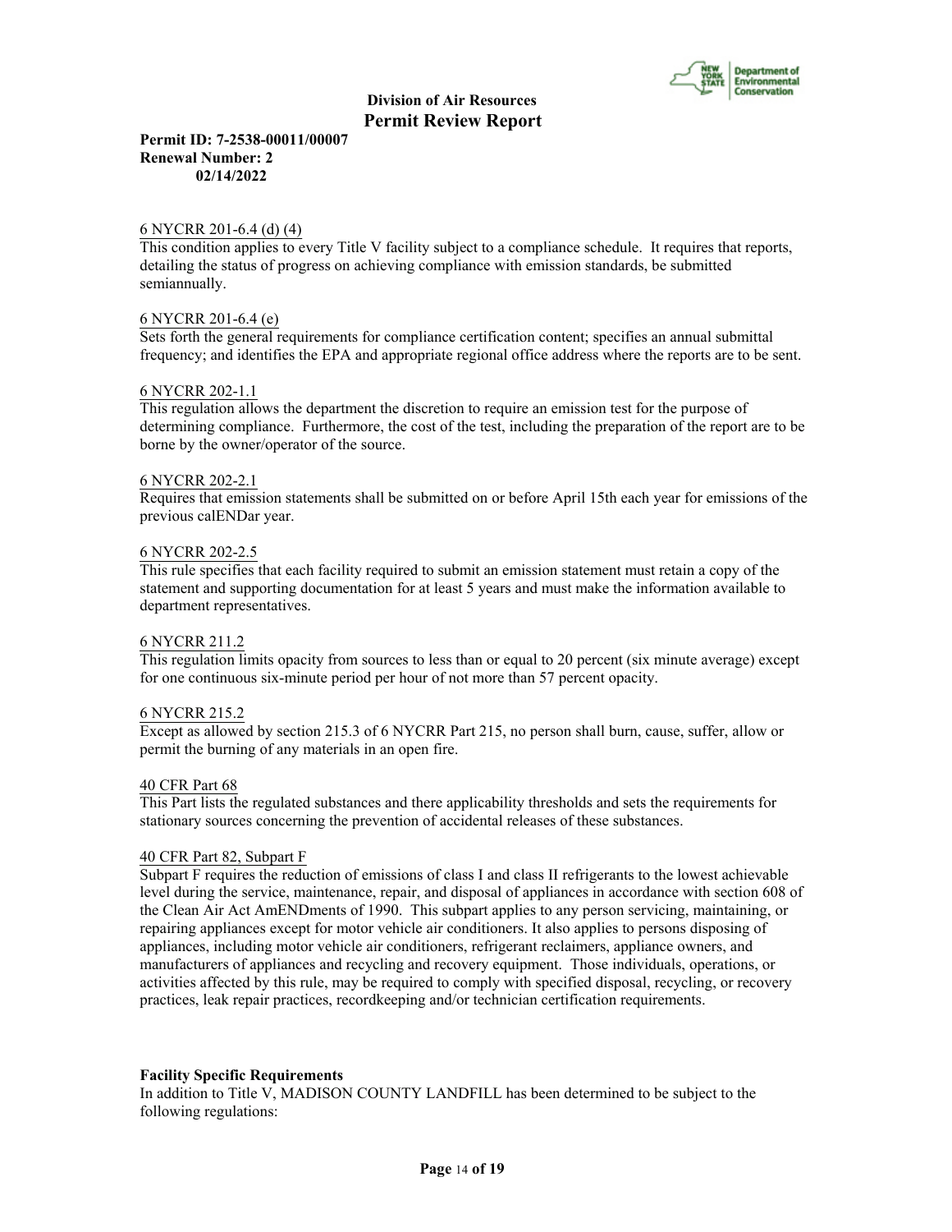6 NYCRR 201-6.4 (d) (4)
This condition applies to every Title V facility subject to a compliance schedule. It requires that reports, detailing the status of progress on achieving compliance with emission standards, be submitted semiannually.

6 NYCRR 201-6.4 (e)
Sets forth the general requirements for compliance certification content; specifies an annual submittal frequency; and identifies the EPA and appropriate regional office address where the reports are to be sent.

6 NYCRR 202-1.1
This regulation allows the department the discretion to require an emission test for the purpose of determining compliance. Furthermore, the cost of the test, including the preparation of the report are to be borne by the owner/operator of the source.

6 NYCRR 202-2.1
Requires that emission statements shall be submitted on or before April 15th each year for emissions of the previous calENDar year.

6 NYCRR 202-2.5
This rule specifies that each facility required to submit an emission statement must retain a copy of the statement and supporting documentation for at least 5 years and must make the information available to department representatives.

6 NYCRR 211.2
This regulation limits opacity from sources to less than or equal to 20 percent (six minute average) except for one continuous six-minute period per hour of not more than 57 percent opacity.

6 NYCRR 215.2
Except as allowed by section 215.3 of 6 NYCRR Part 215, no person shall burn, cause, suffer, allow or permit the burning of any materials in an open fire.

40 CFR Part 68
This Part lists the regulated substances and there applicability thresholds and sets the requirements for stationary sources concerning the prevention of accidental releases of these substances.

40 CFR Part 82, Subpart F
Subpart F requires the reduction of emissions of class I and class II refrigerants to the lowest achievable level during the service, maintenance, repair, and disposal of appliances in accordance with section 608 of the Clean Air Act AmENDments of 1990. This subpart applies to any person servicing, maintaining, or repairing appliances except for motor vehicle air conditioners. It also applies to persons disposing of appliances, including motor vehicle air conditioners, refrigerant reclaimers, appliance owners, and manufacturers of appliances and recycling and recovery equipment. Those individuals, operations, or activities affected by this rule, may be required to comply with specified disposal, recycling, or recovery practices, leak repair practices, recordkeeping and/or technician certification requirements.

**Facility Specific Requirements**

In addition to Title V, MADISON COUNTY LANDFILL has been determined to be subject to the following regulations: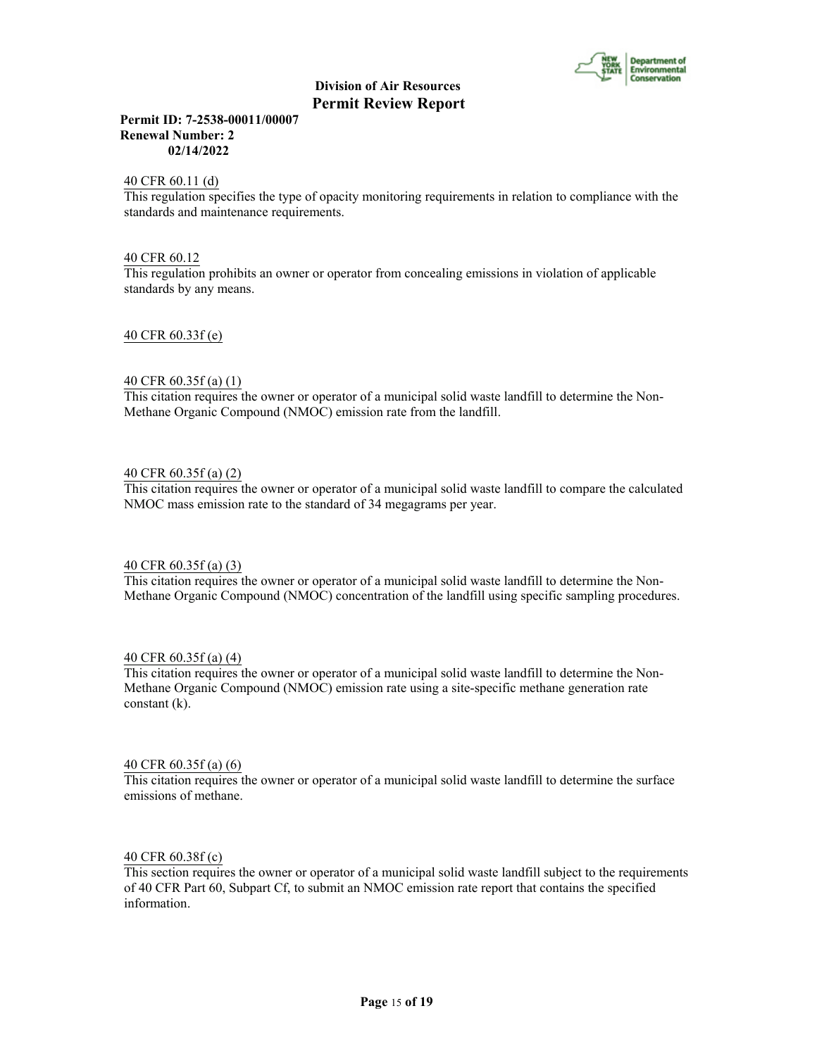40 CFR 60.11 (d)
This regulation specifies the type of opacity monitoring requirements in relation to compliance with the standards and maintenance requirements.

40 CFR 60.12
This regulation prohibits an owner or operator from concealing emissions in violation of applicable standards by any means.

40 CFR 60.33f (e)

40 CFR 60.35f (a) (1)
This citation requires the owner or operator of a municipal solid waste landfill to determine the Non-Methane Organic Compound (NMOC) emission rate from the landfill.

40 CFR 60.35f (a) (2)
This citation requires the owner or operator of a municipal solid waste landfill to compare the calculated NMOC mass emission rate to the standard of 34 megagrams per year.

40 CFR 60.35f (a) (3)
This citation requires the owner or operator of a municipal solid waste landfill to determine the Non-Methane Organic Compound (NMOC) concentration of the landfill using specific sampling procedures.

40 CFR 60.35f (a) (4)
This citation requires the owner or operator of a municipal solid waste landfill to determine the Non-Methane Organic Compound (NMOC) emission rate using a site-specific methane generation rate constant (k).

40 CFR 60.35f (a) (6)
This citation requires the owner or operator of a municipal solid waste landfill to determine the surface emissions of methane.

40 CFR 60.38f (c)
This section requires the owner or operator of a municipal solid waste landfill subject to the requirements of 40 CFR Part 60, Subpart Cf, to submit an NMOC emission rate report that contains the specified information.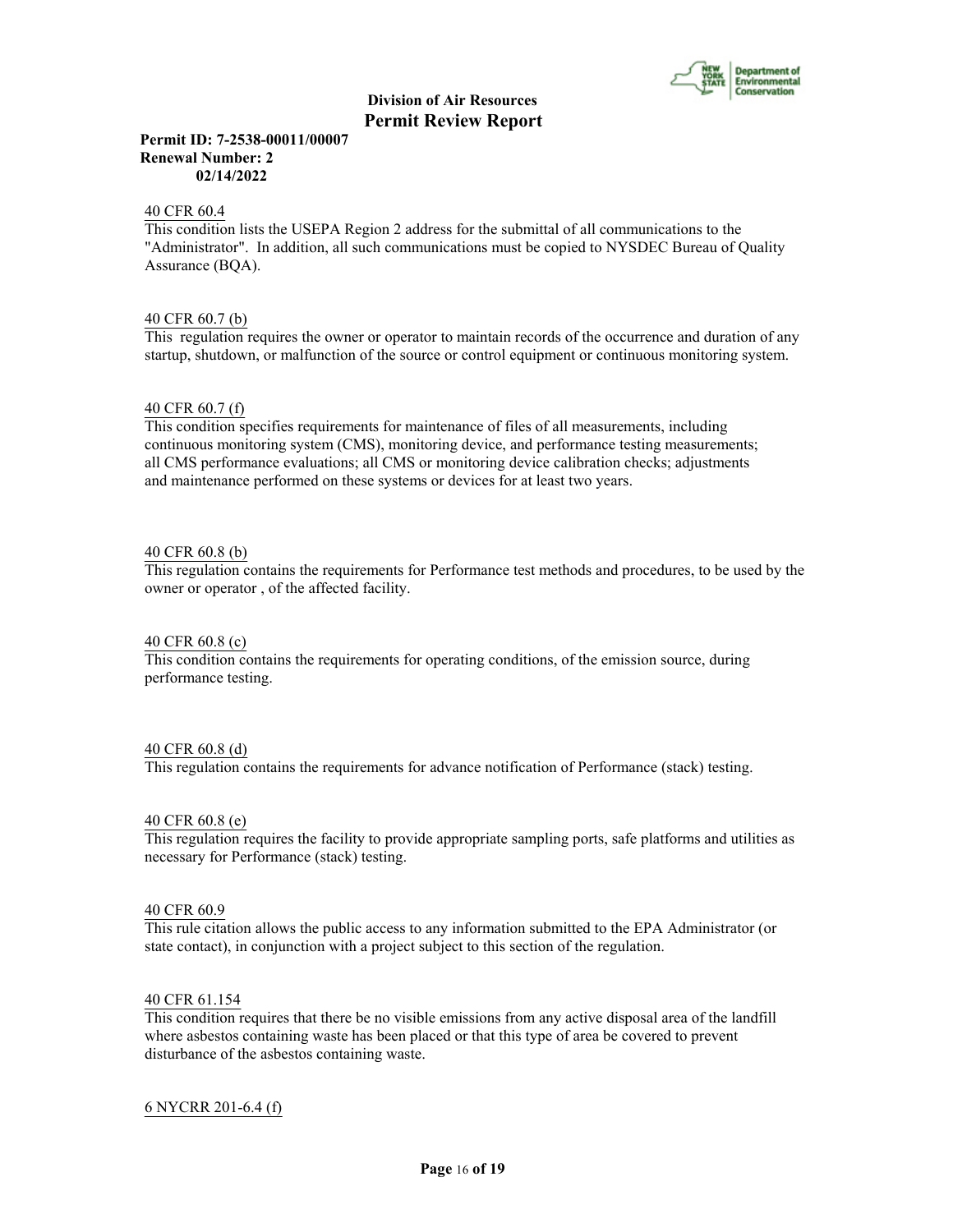40 CFR 60.4
This condition lists the USEPA Region 2 address for the submittal of all communications to the "Administrator". In addition, all such communications must be copied to NYSDEC Bureau of Quality Assurance (BQA).

40 CFR 60.7 (b)
This regulation requires the owner or operator to maintain records of the occurrence and duration of any startup, shutdown, or malfunction of the source or control equipment or continuous monitoring system.

40 CFR 60.7 (f)
This condition specifies requirements for maintenance of files of all measurements, including continuous monitoring system (CMS), monitoring device, and performance testing measurements; all CMS performance evaluations; all CMS or monitoring device calibration checks; adjustments and maintenance performed on these systems or devices for at least two years.

40 CFR 60.8 (b)
This regulation contains the requirements for Performance test methods and procedures, to be used by the owner or operator , of the affected facility.

40 CFR 60.8 (c)
This condition contains the requirements for operating conditions, of the emission source, during performance testing.

40 CFR 60.8 (d)
This regulation contains the requirements for advance notification of Performance (stack) testing.

40 CFR 60.8 (e)
This regulation requires the facility to provide appropriate sampling ports, safe platforms and utilities as necessary for Performance (stack) testing.

40 CFR 60.9
This rule citation allows the public access to any information submitted to the EPA Administrator (or state contact), in conjunction with a project subject to this section of the regulation.

40 CFR 61.154
This condition requires that there be no visible emissions from any active disposal area of the landfill where asbestos containing waste has been placed or that this type of area be covered to prevent disturbance of the asbestos containing waste.

6 NYCRR 201-6.4 (f)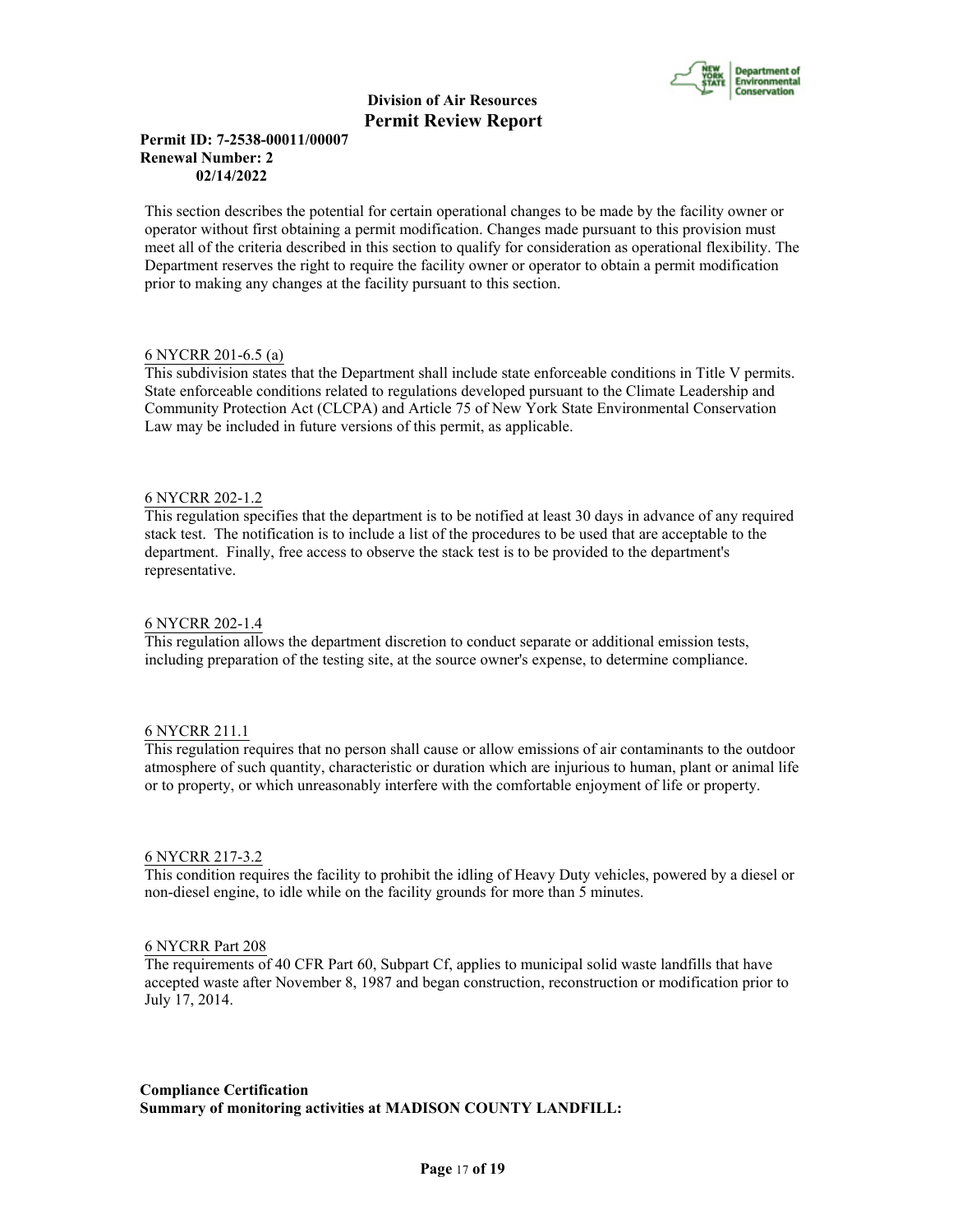This section describes the potential for certain operational changes to be made by the facility owner or operator without first obtaining a permit modification. Changes made pursuant to this provision must meet all of the criteria described in this section to qualify for consideration as operational flexibility. The Department reserves the right to require the facility owner or operator to obtain a permit modification prior to making any changes at the facility pursuant to this section.

6 NYCRR 201-6.5 (a)
This subdivision states that the Department shall include state enforceable conditions in Title V permits. State enforceable conditions related to regulations developed pursuant to the Climate Leadership and Community Protection Act (CLCPA) and Article 75 of New York State Environmental Conservation Law may be included in future versions of this permit, as applicable.

6 NYCRR 202-1.2
This regulation specifies that the department is to be notified at least 30 days in advance of any required stack test. The notification is to include a list of the procedures to be used that are acceptable to the department. Finally, free access to observe the stack test is to be provided to the department's representative.

6 NYCRR 202-1.4
This regulation allows the department discretion to conduct separate or additional emission tests, including preparation of the testing site, at the source owner's expense, to determine compliance.

6 NYCRR 211.1
This regulation requires that no person shall cause or allow emissions of air contaminants to the outdoor atmosphere of such quantity, characteristic or duration which are injurious to human, plant or animal life or to property, or which unreasonably interfere with the comfortable enjoyment of life or property.

6 NYCRR 217-3.2
This condition requires the facility to prohibit the idling of Heavy Duty vehicles, powered by a diesel or non-diesel engine, to idle while on the facility grounds for more than 5 minutes.

6 NYCRR Part 208
The requirements of 40 CFR Part 60, Subpart Cf, applies to municipal solid waste landfills that have accepted waste after November 8, 1987 and began construction, reconstruction or modification prior to July 17, 2014.

**Compliance Certification**
**Summary of monitoring activities at MADISON COUNTY LANDFILL:**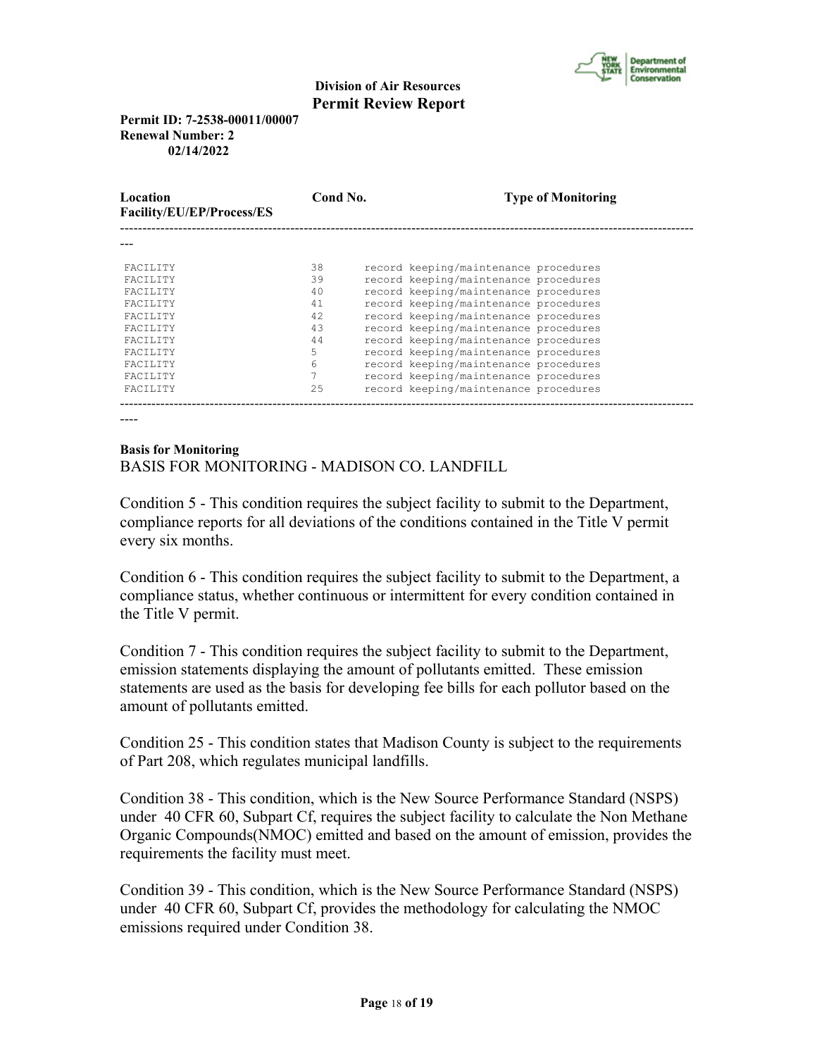| Location Facility/EU/EP/Process/ES | Cond No. | Type of Monitoring |
|---|---|---|
| FACILITY | 38 | record keeping/maintenance procedures |
| FACILITY | 39 | record keeping/maintenance procedures |
| FACILITY | 40 | record keeping/maintenance procedures |
| FACILITY | 41 | record keeping/maintenance procedures |
| FACILITY | 42 | record keeping/maintenance procedures |
| FACILITY | 43 | record keeping/maintenance procedures |
| FACILITY | 44 | record keeping/maintenance procedures |
| FACILITY | 5 | record keeping/maintenance procedures |
| FACILITY | 6 | record keeping/maintenance procedures |
| FACILITY | 7 | record keeping/maintenance procedures |
| FACILITY | 25 | record keeping/maintenance procedures |

**Basis for Monitoring**

BASIS FOR MONITORING - MADISON CO. LANDFILL

Condition 5 - This condition requires the subject facility to submit to the Department, compliance reports for all deviations of the conditions contained in the Title V permit every six months.

Condition 6 - This condition requires the subject facility to submit to the Department, a compliance status, whether continuous or intermittent for every condition contained in the Title V permit.

Condition 7 - This condition requires the subject facility to submit to the Department, emission statements displaying the amount of pollutants emitted. These emission statements are used as the basis for developing fee bills for each pollutor based on the amount of pollutants emitted.

Condition 25 - This condition states that Madison County is subject to the requirements of Part 208, which regulates municipal landfills.

Condition 38 - This condition, which is the New Source Performance Standard (NSPS) under 40 CFR 60, Subpart Cf, requires the subject facility to calculate the Non Methane Organic Compounds(NMOC) emitted and based on the amount of emission, provides the requirements the facility must meet.

Condition 39 - This condition, which is the New Source Performance Standard (NSPS) under 40 CFR 60, Subpart Cf, provides the methodology for calculating the NMOC emissions required under Condition 38.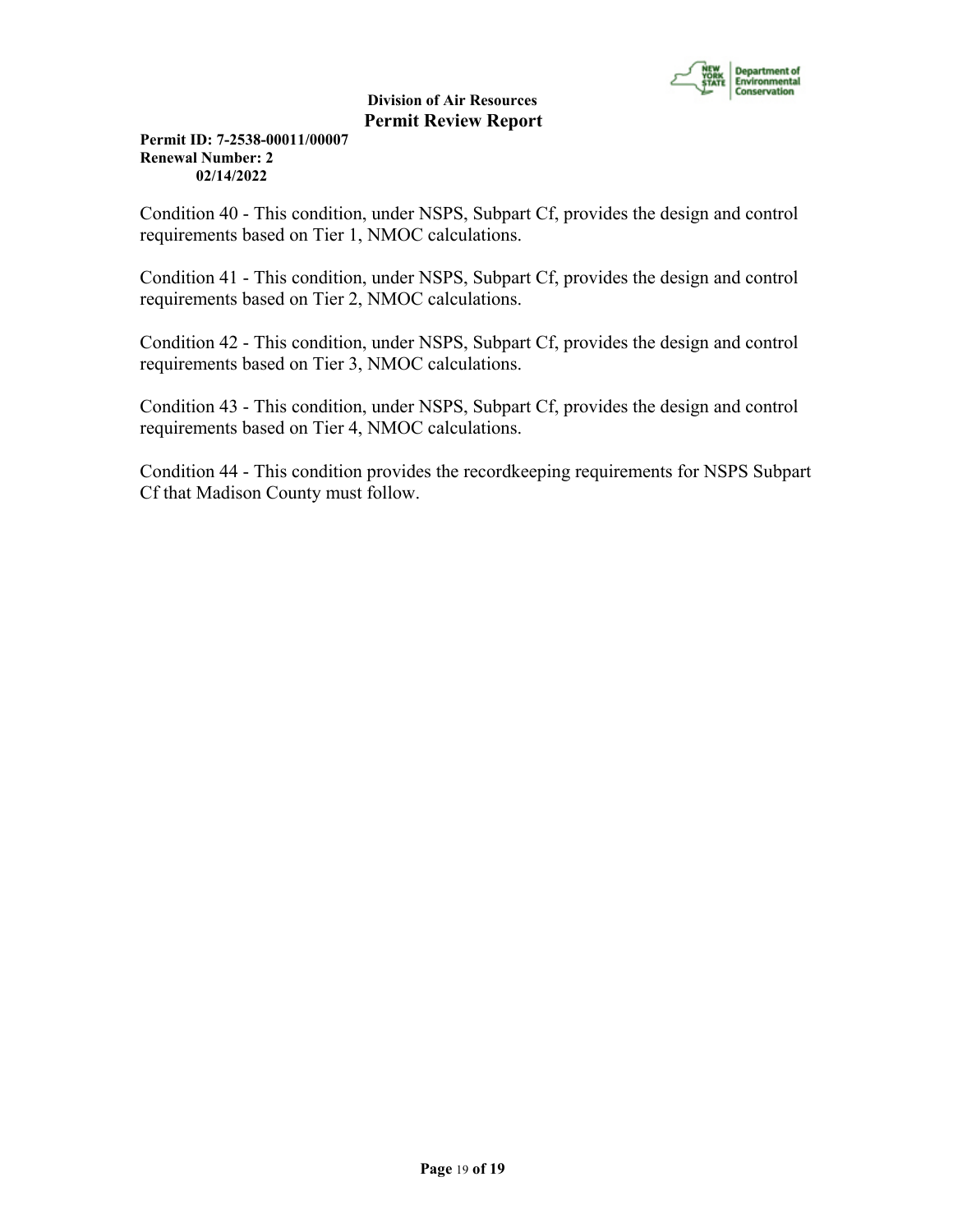Condition 40 - This condition, under NSPS, Subpart Cf, provides the design and control requirements based on Tier 1, NMOC calculations.

Condition 41 - This condition, under NSPS, Subpart Cf, provides the design and control requirements based on Tier 2, NMOC calculations.

Condition 42 - This condition, under NSPS, Subpart Cf, provides the design and control requirements based on Tier 3, NMOC calculations.

Condition 43 - This condition, under NSPS, Subpart Cf, provides the design and control requirements based on Tier 4, NMOC calculations.

Condition 44 - This condition provides the recordkeeping requirements for NSPS Subpart Cf that Madison County must follow.